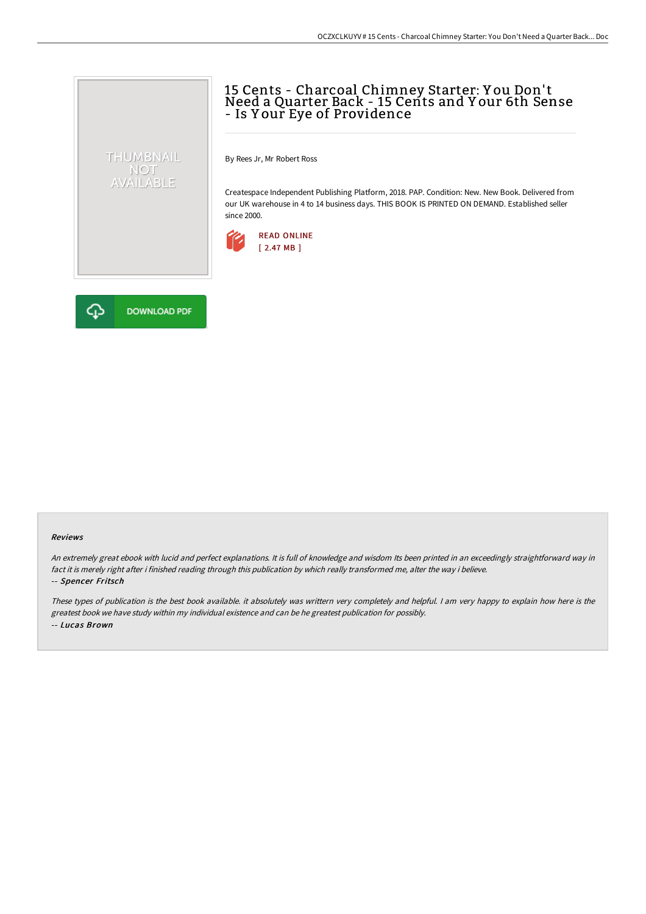# 15 Cents - Charcoal Chimney Starter: You Don't Need a Quarter Back - 15 Cents and Your 6th Sense - Is Your Eye of Providence

THUMBNAIL NOT AVAILABLE

By Rees Jr, Mr Robert Ross

Createspace Independent Publishing Platform, 2018. PAP. Condition: New. New Book. Delivered from our UK warehouse in 4 to 14 business days. THIS BOOK IS PRINTED ON DEMAND. Established seller since 2000.

READ ONLINE
[ 2.47 MB ]

DOWNLOAD PDF

#### Reviews

*An extremely great ebook with lucid and perfect explanations. It is full of knowledge and wisdom Its been printed in an exceedingly straightforward way in fact it is merely right after i finished reading through this publication by which really transformed me, alter the way i believe.*

-- *Spencer Fritsch*

*These types of publication is the best book available. it absolutely was writtern very completely and helpful. I am very happy to explain how here is the greatest book we have study within my individual existence and can be he greatest publication for possibly.*

-- *Lucas Brown*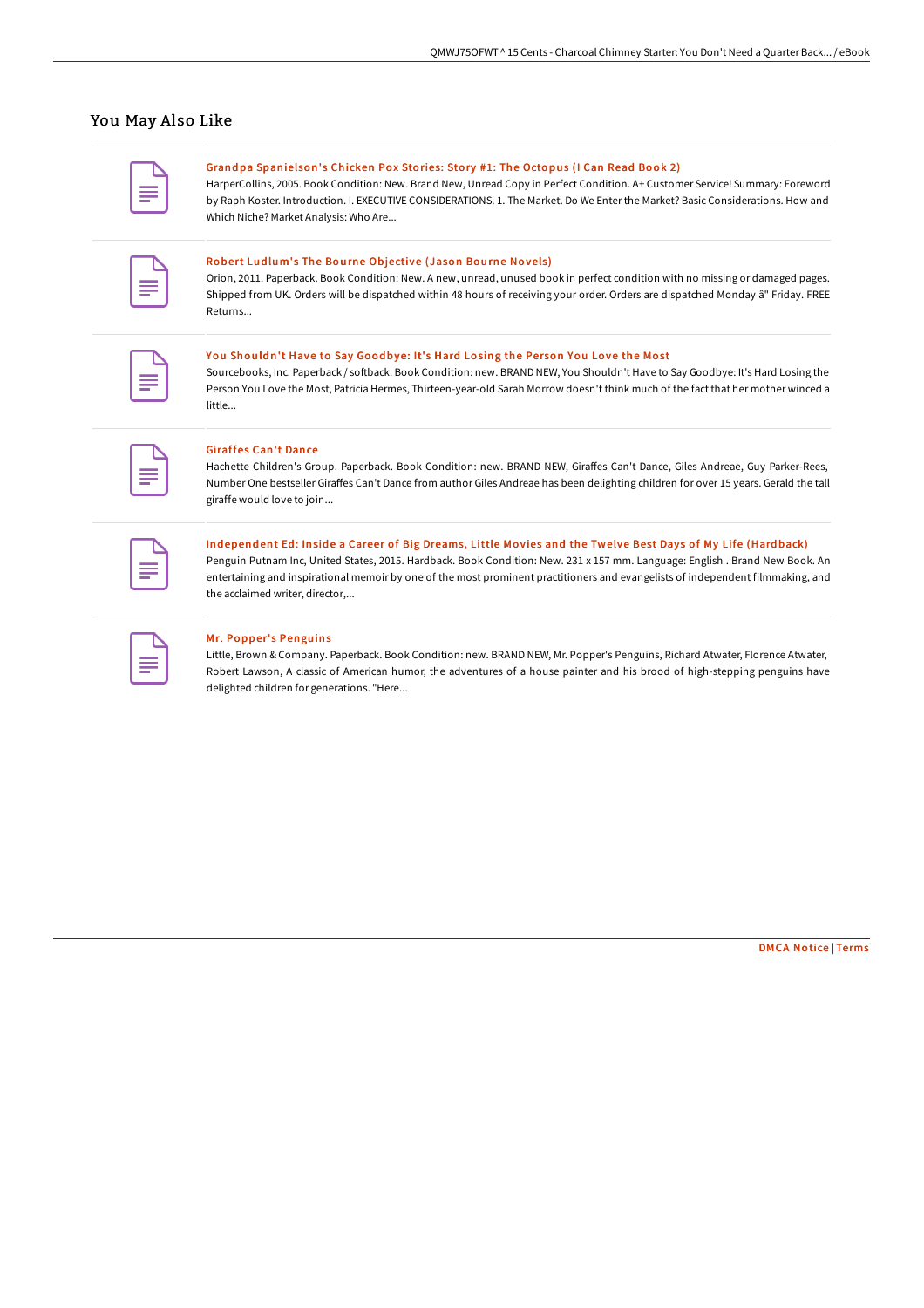## You May Also Like

### Grandpa Spanielson's Chicken Pox Stories: Story #1: The Octopus (I Can Read Book 2)

HarperCollins, 2005. Book Condition: New. Brand New, Unread Copy in Perfect Condition. A+ Customer Service! Summary: Foreword by Raph Koster. Introduction. I. EXECUTIVE CONSIDERATIONS. 1. The Market. Do We Enter the Market? Basic Considerations. How and Which Niche? Market Analysis: Who Are...

### Robert Ludlum's The Bourne Objective (Jason Bourne Novels)

Orion, 2011. Paperback. Book Condition: New. A new, unread, unused book in perfect condition with no missing or damaged pages. Shipped from UK. Orders will be dispatched within 48 hours of receiving your order. Orders are dispatched Monday â" Friday. FREE Returns...

### You Shouldn't Have to Say Goodbye: It's Hard Losing the Person You Love the Most

Sourcebooks, Inc. Paperback / softback. Book Condition: new. BRAND NEW, You Shouldn't Have to Say Goodbye: It's Hard Losing the Person You Love the Most, Patricia Hermes, Thirteen-year-old Sarah Morrow doesn't think much of the fact that her mother winced a little...

### Giraffes Can't Dance

Hachette Children's Group. Paperback. Book Condition: new. BRAND NEW, Giraffes Can't Dance, Giles Andreae, Guy Parker-Rees, Number One bestseller Giraffes Can't Dance from author Giles Andreae has been delighting children for over 15 years. Gerald the tall giraffe would love to join...

### Independent Ed: Inside a Career of Big Dreams, Little Movies and the Twelve Best Days of My Life (Hardback)

Penguin Putnam Inc, United States, 2015. Hardback. Book Condition: New. 231 x 157 mm. Language: English . Brand New Book. An entertaining and inspirational memoir by one of the most prominent practitioners and evangelists of independent filmmaking, and the acclaimed writer, director,...

### Mr. Popper's Penguins

Little, Brown & Company. Paperback. Book Condition: new. BRAND NEW, Mr. Popper's Penguins, Richard Atwater, Florence Atwater, Robert Lawson, A classic of American humor, the adventures of a house painter and his brood of high-stepping penguins have delighted children for generations. "Here...